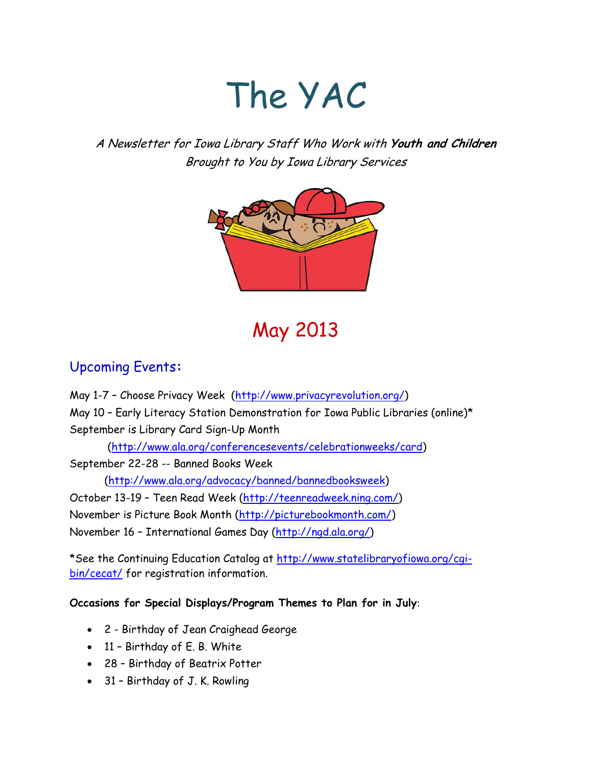# The YAC

*A Newsletter for Iowa Library Staff Who Work with **Youth and Children***
*Brought to You by Iowa Library Services*

## May 2013

## Upcoming Events:

May 1-7 – Choose Privacy Week (http://www.privacyrevolution.org/)
May 10 – Early Literacy Station Demonstration for Iowa Public Libraries (online)*
September is Library Card Sign-Up Month
(http://www.ala.org/conferencesevents/celebrationweeks/card)
September 22-28 -- Banned Books Week
(http://www.ala.org/advocacy/banned/bannedbooksweek)
October 13-19 – Teen Read Week (http://teenreadweek.ning.com/)
November is Picture Book Month (http://picturebookmonth.com/)
November 16 – International Games Day (http://ngd.ala.org/)

*See the Continuing Education Catalog at http://www.statelibraryofiowa.org/cgi-bin/cecat/ for registration information.

**Occasions for Special Displays/Program Themes to Plan for in July**:

- 2 - Birthday of Jean Craighead George
- 11 – Birthday of E. B. White
- 28 – Birthday of Beatrix Potter
- 31 – Birthday of J. K. Rowling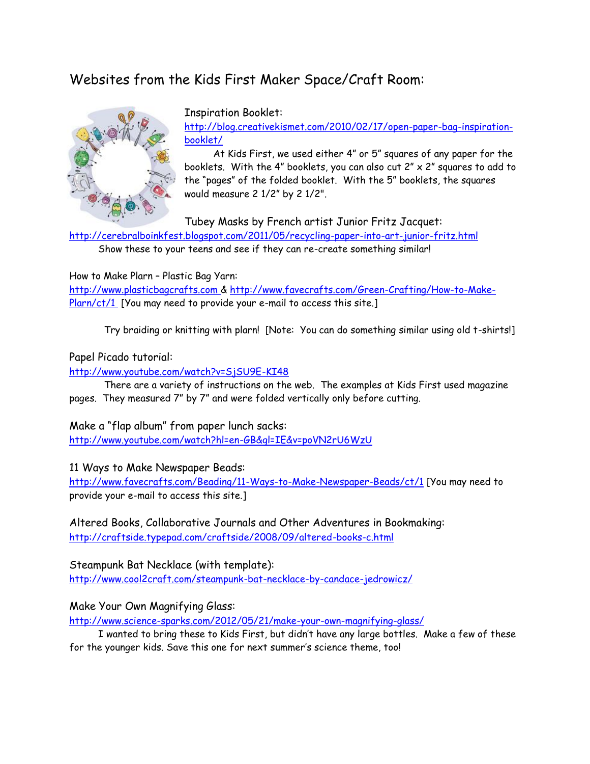# Websites from the Kids First Maker Space/Craft Room:

Inspiration Booklet:
http://blog.creativekismet.com/2010/02/17/open-paper-bag-inspiration-booklet/

At Kids First, we used either 4" or 5" squares of any paper for the booklets. With the 4" booklets, you can also cut 2" x 2" squares to add to the "pages" of the folded booklet. With the 5" booklets, the squares would measure 2 1/2" by 2 1/2".

Tubey Masks by French artist Junior Fritz Jacquet:
http://cerebralboinkfest.blogspot.com/2011/05/recycling-paper-into-art-junior-fritz.html

Show these to your teens and see if they can re-create something similar!

How to Make Plarn – Plastic Bag Yarn:
http://www.plasticbagcrafts.com & http://www.favecrafts.com/Green-Crafting/How-to-Make-Plarn/ct/1 [You may need to provide your e-mail to access this site.]

Try braiding or knitting with plarn! [Note: You can do something similar using old t-shirts!]

Papel Picado tutorial:
http://www.youtube.com/watch?v=SjSU9E-KI48

There are a variety of instructions on the web. The examples at Kids First used magazine pages. They measured 7" by 7" and were folded vertically only before cutting.

Make a "flap album" from paper lunch sacks:
http://www.youtube.com/watch?hl=en-GB&gl=IE&v=poVN2rU6WzU

11 Ways to Make Newspaper Beads:
http://www.favecrafts.com/Beading/11-Ways-to-Make-Newspaper-Beads/ct/1 [You may need to provide your e-mail to access this site.]

Altered Books, Collaborative Journals and Other Adventures in Bookmaking:
http://craftside.typepad.com/craftside/2008/09/altered-books-c.html

Steampunk Bat Necklace (with template):
http://www.cool2craft.com/steampunk-bat-necklace-by-candace-jedrowicz/

Make Your Own Magnifying Glass:
http://www.science-sparks.com/2012/05/21/make-your-own-magnifying-glass/

I wanted to bring these to Kids First, but didn't have any large bottles. Make a few of these for the younger kids. Save this one for next summer's science theme, too!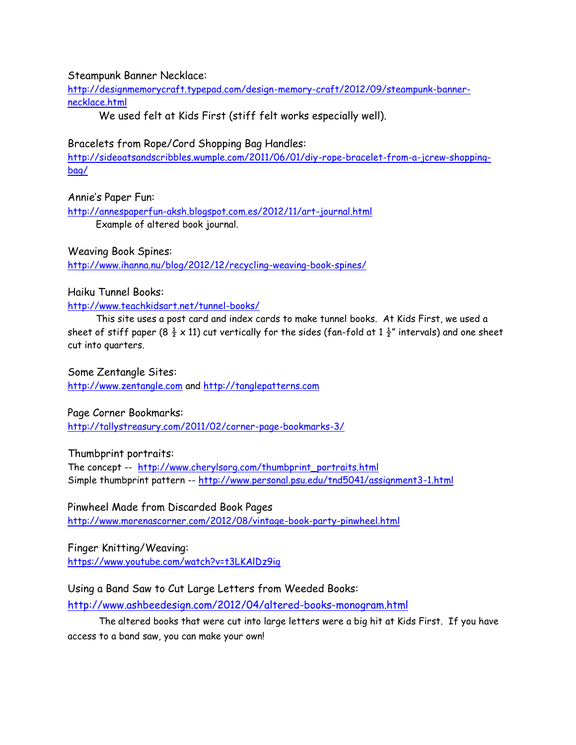Steampunk Banner Necklace:
http://designmemorycraft.typepad.com/design-memory-craft/2012/09/steampunk-banner-necklace.html

We used felt at Kids First (stiff felt works especially well).

Bracelets from Rope/Cord Shopping Bag Handles:
http://sideoatsandscribbles.wumple.com/2011/06/01/diy-rope-bracelet-from-a-jcrew-shopping-bag/

Annie's Paper Fun:
http://annespaperfun-aksh.blogspot.com.es/2012/11/art-journal.html

Example of altered book journal.

Weaving Book Spines:
http://www.ihanna.nu/blog/2012/12/recycling-weaving-book-spines/

Haiku Tunnel Books:
http://www.teachkidsart.net/tunnel-books/

This site uses a post card and index cards to make tunnel books. At Kids First, we used a sheet of stiff paper (8 ½ x 11) cut vertically for the sides (fan-fold at 1 ½" intervals) and one sheet cut into quarters.

Some Zentangle Sites:
http://www.zentangle.com and http://tanglepatterns.com

Page Corner Bookmarks:
http://tallystreasury.com/2011/02/corner-page-bookmarks-3/

Thumbprint portraits:
The concept -- http://www.cherylsorg.com/thumbprint_portraits.html
Simple thumbprint pattern -- http://www.personal.psu.edu/tnd5041/assignment3-1.html

Pinwheel Made from Discarded Book Pages
http://www.morenascorner.com/2012/08/vintage-book-party-pinwheel.html

Finger Knitting/Weaving:
https://www.youtube.com/watch?v=t3LKAlDz9iq

Using a Band Saw to Cut Large Letters from Weeded Books:
http://www.ashbeedesign.com/2012/04/altered-books-monogram.html

The altered books that were cut into large letters were a big hit at Kids First. If you have access to a band saw, you can make your own!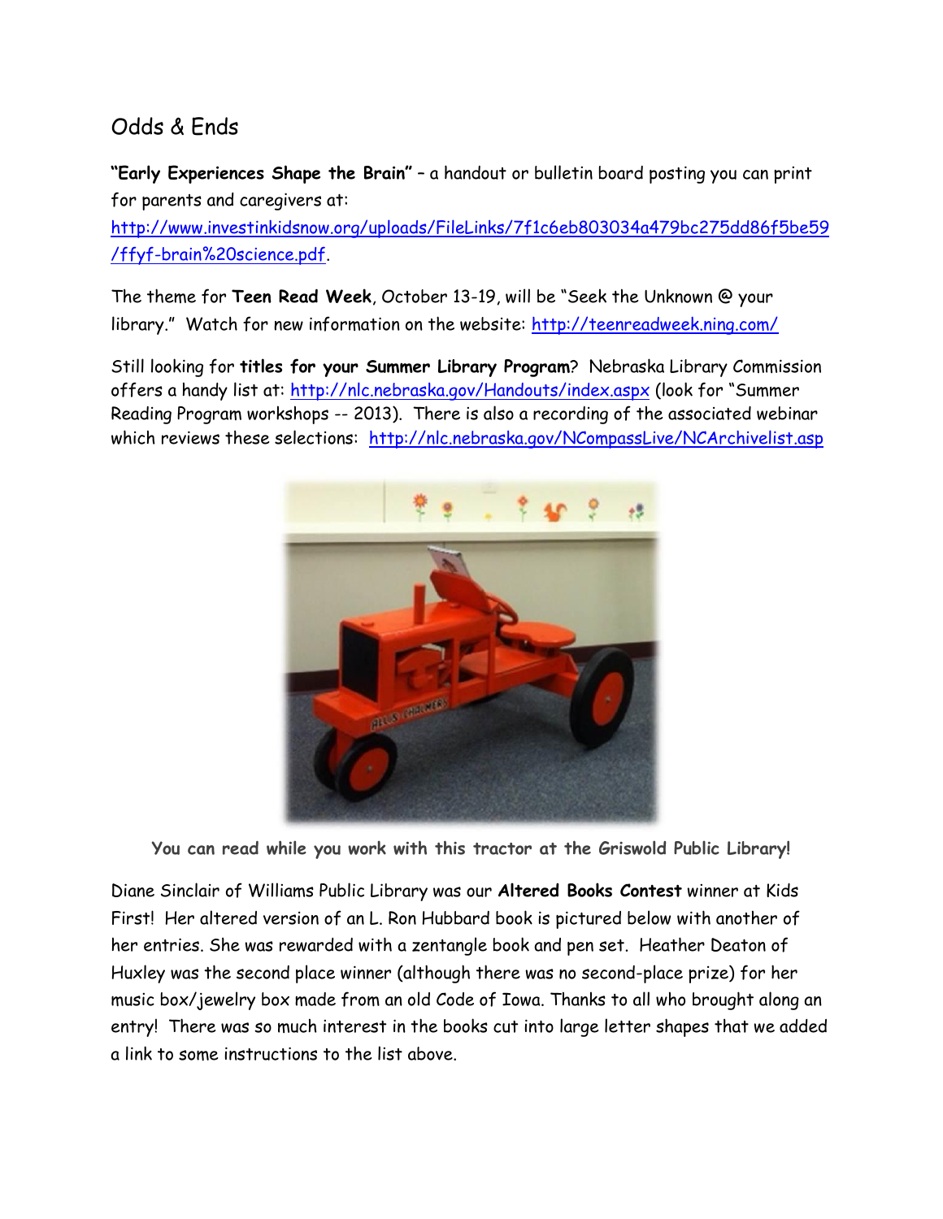## Odds & Ends

**"Early Experiences Shape the Brain"** – a handout or bulletin board posting you can print for parents and caregivers at: http://www.investinkidsnow.org/uploads/FileLinks/7f1c6eb803034a479bc275dd86f5be59/ffyf-brain%20science.pdf.

The theme for **Teen Read Week**, October 13-19, will be "Seek the Unknown @ your library." Watch for new information on the website: http://teenreadweek.ning.com/

Still looking for **titles for your Summer Library Program**? Nebraska Library Commission offers a handy list at: http://nlc.nebraska.gov/Handouts/index.aspx (look for "Summer Reading Program workshops -- 2013). There is also a recording of the associated webinar which reviews these selections: http://nlc.nebraska.gov/NCompassLive/NCArchivelist.asp

**You can read while you work with this tractor at the Griswold Public Library!**

Diane Sinclair of Williams Public Library was our **Altered Books Contest** winner at Kids First! Her altered version of an L. Ron Hubbard book is pictured below with another of her entries. She was rewarded with a zentangle book and pen set. Heather Deaton of Huxley was the second place winner (although there was no second-place prize) for her music box/jewelry box made from an old Code of Iowa. Thanks to all who brought along an entry! There was so much interest in the books cut into large letter shapes that we added a link to some instructions to the list above.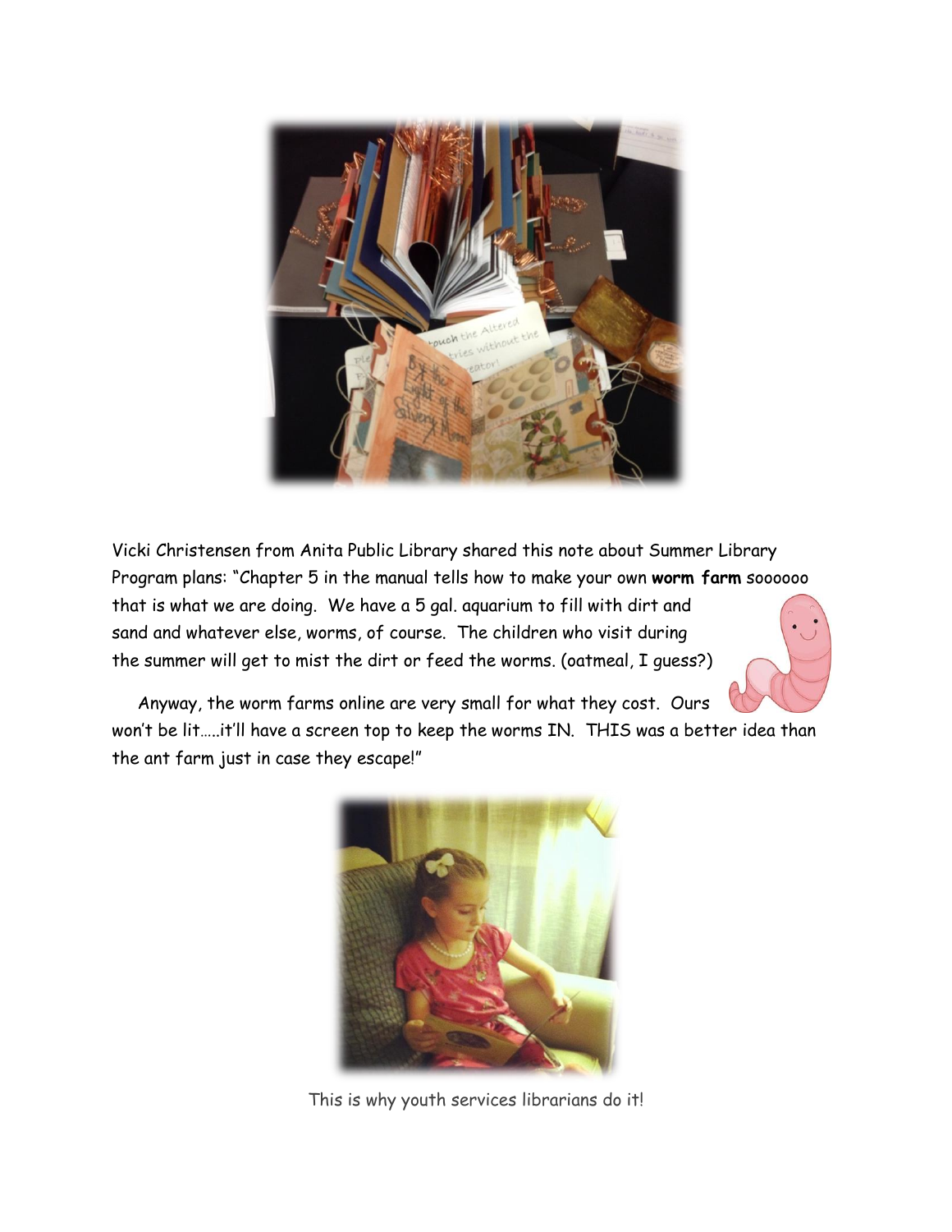Vicki Christensen from Anita Public Library shared this note about Summer Library Program plans: "Chapter 5 in the manual tells how to make your own **worm farm** soooooo that is what we are doing. We have a 5 gal. aquarium to fill with dirt and sand and whatever else, worms, of course. The children who visit during the summer will get to mist the dirt or feed the worms. (oatmeal, I guess?)

Anyway, the worm farms online are very small for what they cost. Ours won't be lit.....it'll have a screen top to keep the worms IN. THIS was a better idea than the ant farm just in case they escape!"

This is why youth services librarians do it!